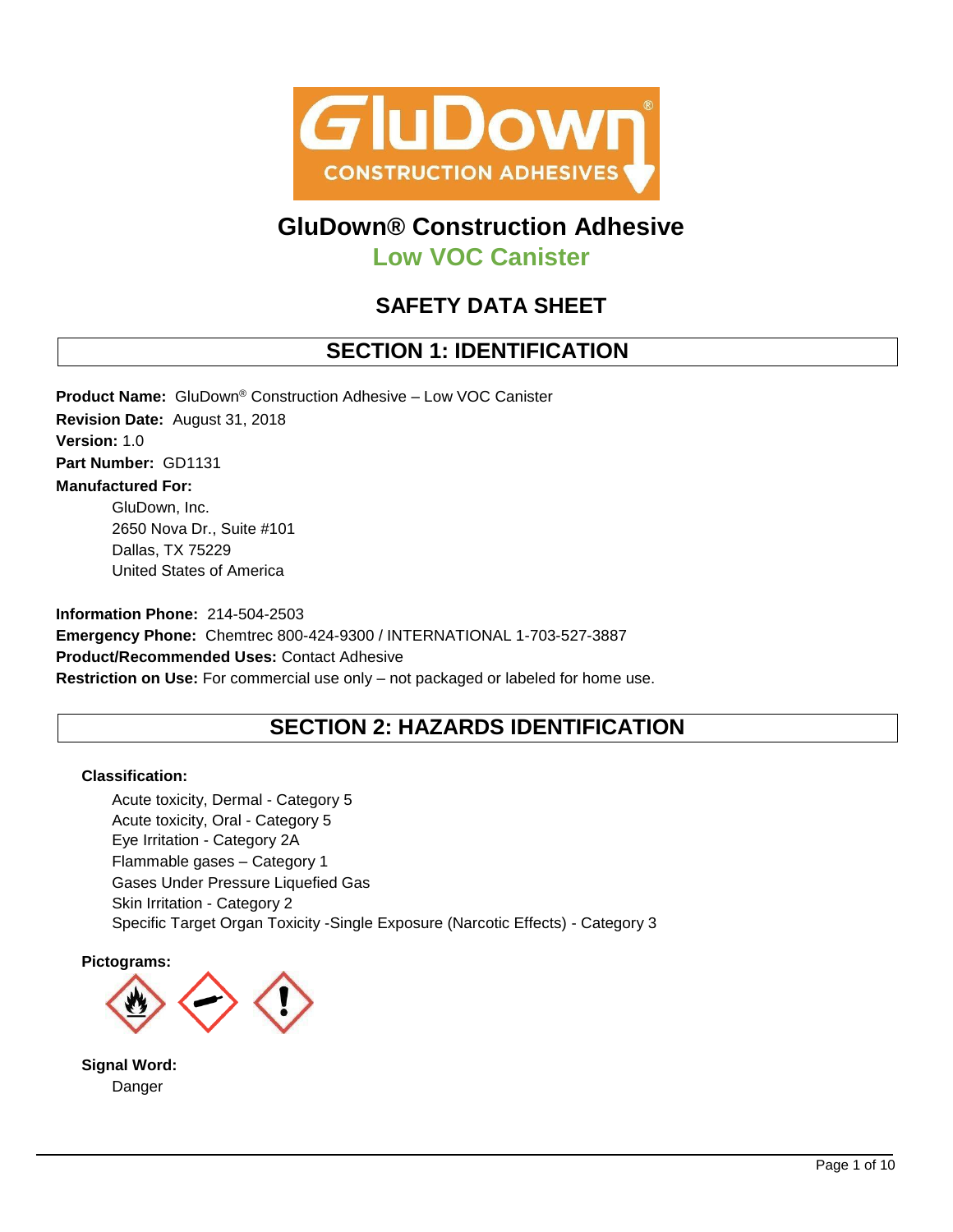GluDown® Construction Adhesives

# GluDown® Construction Adhesive

## Low VOC Canister

## SAFETY DATA SHEET

## SECTION 1: IDENTIFICATION

**Product Name:** GluDown® Construction Adhesive – Low VOC Canister
**Revision Date:** August 31, 2018
**Version:** 1.0
**Part Number:** GD1131
**Manufactured For:**

GluDown, Inc.
2650 Nova Dr., Suite #101
Dallas, TX 75229
United States of America

**Information Phone:** 214-504-2503
**Emergency Phone:** Chemtrec 800-424-9300 / INTERNATIONAL 1-703-527-3887
**Product/Recommended Uses:** Contact Adhesive
**Restriction on Use:** For commercial use only – not packaged or labeled for home use.

## SECTION 2: HAZARDS IDENTIFICATION

**Classification:**

Acute toxicity, Dermal - Category 5
Acute toxicity, Oral - Category 5
Eye Irritation - Category 2A
Flammable gases – Category 1
Gases Under Pressure Liquefied Gas
Skin Irritation - Category 2
Specific Target Organ Toxicity -Single Exposure (Narcotic Effects) - Category 3

**Pictograms:**

**Signal Word:**

Danger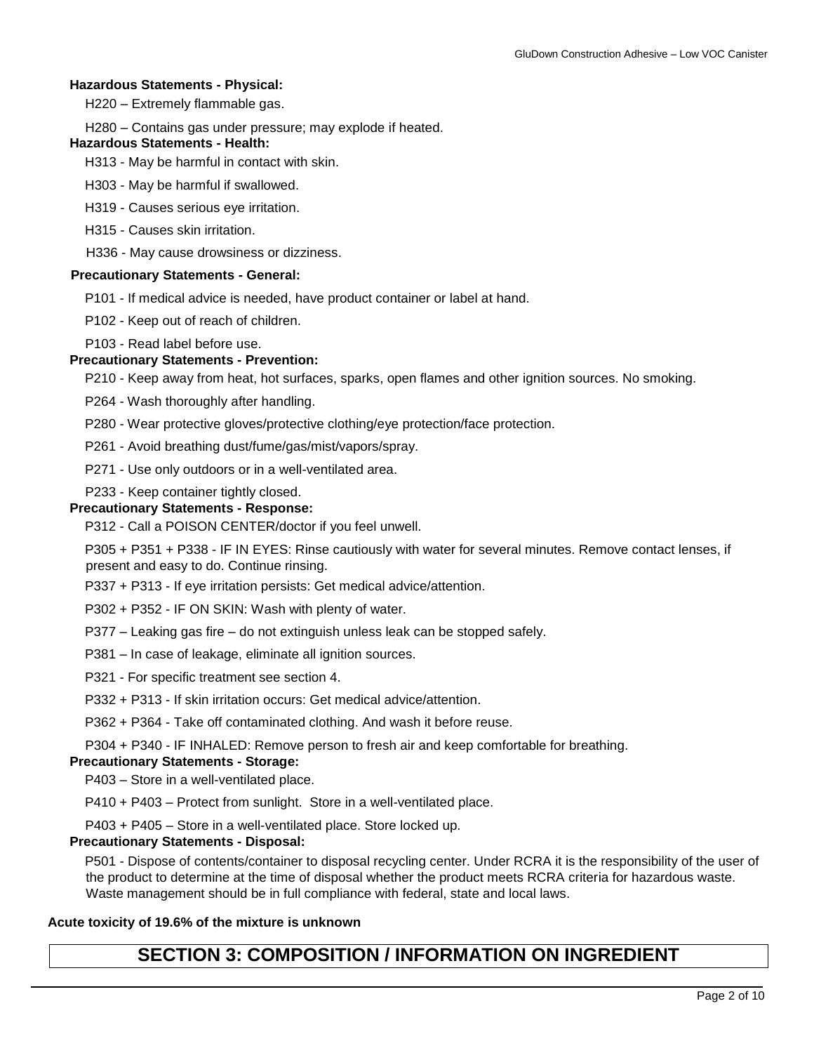**Hazardous Statements - Physical:**

H220 – Extremely flammable gas.

H280 – Contains gas under pressure; may explode if heated.

**Hazardous Statements - Health:**

H313 - May be harmful in contact with skin.

H303 - May be harmful if swallowed.

H319 - Causes serious eye irritation.

H315 - Causes skin irritation.

H336 - May cause drowsiness or dizziness.

**Precautionary Statements - General:**

P101 - If medical advice is needed, have product container or label at hand.

P102 - Keep out of reach of children.

P103 - Read label before use.

**Precautionary Statements - Prevention:**

P210 - Keep away from heat, hot surfaces, sparks, open flames and other ignition sources. No smoking.

P264 - Wash thoroughly after handling.

P280 - Wear protective gloves/protective clothing/eye protection/face protection.

P261 - Avoid breathing dust/fume/gas/mist/vapors/spray.

P271 - Use only outdoors or in a well-ventilated area.

P233 - Keep container tightly closed.

**Precautionary Statements - Response:**

P312 - Call a POISON CENTER/doctor if you feel unwell.

P305 + P351 + P338 - IF IN EYES: Rinse cautiously with water for several minutes. Remove contact lenses, if present and easy to do. Continue rinsing.

P337 + P313 - If eye irritation persists: Get medical advice/attention.

P302 + P352 - IF ON SKIN: Wash with plenty of water.

P377 – Leaking gas fire – do not extinguish unless leak can be stopped safely.

P381 – In case of leakage, eliminate all ignition sources.

P321 - For specific treatment see section 4.

P332 + P313 - If skin irritation occurs: Get medical advice/attention.

P362 + P364 - Take off contaminated clothing. And wash it before reuse.

P304 + P340 - IF INHALED: Remove person to fresh air and keep comfortable for breathing.

**Precautionary Statements - Storage:**

P403 – Store in a well-ventilated place.

P410 + P403 – Protect from sunlight. Store in a well-ventilated place.

P403 + P405 – Store in a well-ventilated place. Store locked up.

**Precautionary Statements - Disposal:**

P501 - Dispose of contents/container to disposal recycling center. Under RCRA it is the responsibility of the user of the product to determine at the time of disposal whether the product meets RCRA criteria for hazardous waste. Waste management should be in full compliance with federal, state and local laws.

**Acute toxicity of 19.6% of the mixture is unknown**

## SECTION 3: COMPOSITION / INFORMATION ON INGREDIENT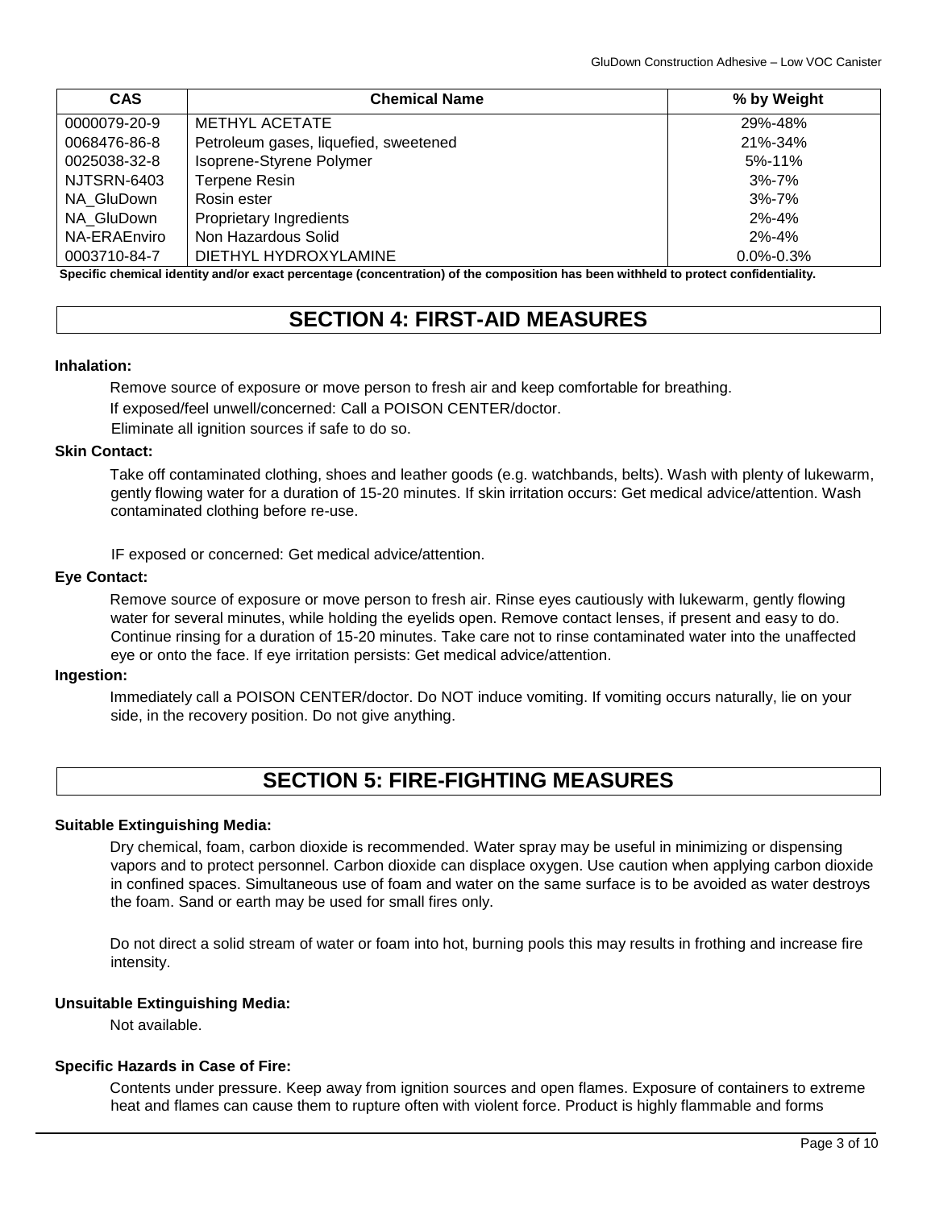| CAS | Chemical Name | % by Weight |
| --- | --- | --- |
| 0000079-20-9 | METHYL ACETATE | 29%-48% |
| 0068476-86-8 | Petroleum gases, liquefied, sweetened | 21%-34% |
| 0025038-32-8 | Isoprene-Styrene Polymer | 5%-11% |
| NJTSRN-6403 | Terpene Resin | 3%-7% |
| NA_GluDown | Rosin ester | 3%-7% |
| NA_GluDown | Proprietary Ingredients | 2%-4% |
| NA-ERAEnviro | Non Hazardous Solid | 2%-4% |
| 0003710-84-7 | DIETHYL HYDROXYLAMINE | 0.0%-0.3% |

**Specific chemical identity and/or exact percentage (concentration) of the composition has been withheld to protect confidentiality.**

## SECTION 4: FIRST-AID MEASURES

**Inhalation:**

Remove source of exposure or move person to fresh air and keep comfortable for breathing.

If exposed/feel unwell/concerned: Call a POISON CENTER/doctor.

Eliminate all ignition sources if safe to do so.

**Skin Contact:**

Take off contaminated clothing, shoes and leather goods (e.g. watchbands, belts). Wash with plenty of lukewarm, gently flowing water for a duration of 15-20 minutes. If skin irritation occurs: Get medical advice/attention. Wash contaminated clothing before re-use.

IF exposed or concerned: Get medical advice/attention.

**Eye Contact:**

Remove source of exposure or move person to fresh air. Rinse eyes cautiously with lukewarm, gently flowing water for several minutes, while holding the eyelids open. Remove contact lenses, if present and easy to do. Continue rinsing for a duration of 15-20 minutes. Take care not to rinse contaminated water into the unaffected eye or onto the face. If eye irritation persists: Get medical advice/attention.

**Ingestion:**

Immediately call a POISON CENTER/doctor. Do NOT induce vomiting. If vomiting occurs naturally, lie on your side, in the recovery position. Do not give anything.

## SECTION 5: FIRE-FIGHTING MEASURES

**Suitable Extinguishing Media:**

Dry chemical, foam, carbon dioxide is recommended. Water spray may be useful in minimizing or dispensing vapors and to protect personnel. Carbon dioxide can displace oxygen. Use caution when applying carbon dioxide in confined spaces. Simultaneous use of foam and water on the same surface is to be avoided as water destroys the foam. Sand or earth may be used for small fires only.

Do not direct a solid stream of water or foam into hot, burning pools this may results in frothing and increase fire intensity.

**Unsuitable Extinguishing Media:**

Not available.

**Specific Hazards in Case of Fire:**

Contents under pressure. Keep away from ignition sources and open flames. Exposure of containers to extreme heat and flames can cause them to rupture often with violent force. Product is highly flammable and forms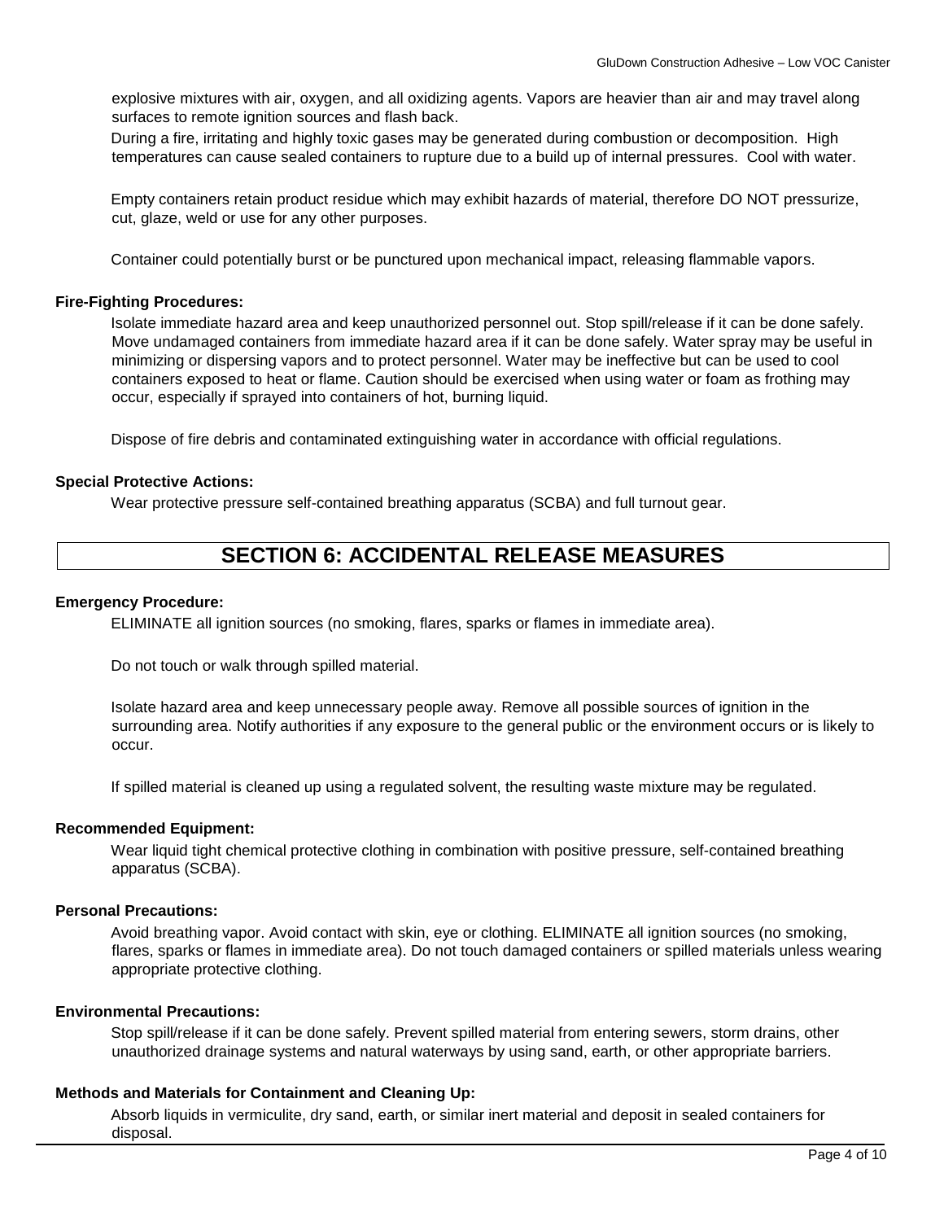explosive mixtures with air, oxygen, and all oxidizing agents. Vapors are heavier than air and may travel along surfaces to remote ignition sources and flash back.

During a fire, irritating and highly toxic gases may be generated during combustion or decomposition. High temperatures can cause sealed containers to rupture due to a build up of internal pressures. Cool with water.

Empty containers retain product residue which may exhibit hazards of material, therefore DO NOT pressurize, cut, glaze, weld or use for any other purposes.

Container could potentially burst or be punctured upon mechanical impact, releasing flammable vapors.

**Fire-Fighting Procedures:**

Isolate immediate hazard area and keep unauthorized personnel out. Stop spill/release if it can be done safely. Move undamaged containers from immediate hazard area if it can be done safely. Water spray may be useful in minimizing or dispersing vapors and to protect personnel. Water may be ineffective but can be used to cool containers exposed to heat or flame. Caution should be exercised when using water or foam as frothing may occur, especially if sprayed into containers of hot, burning liquid.

Dispose of fire debris and contaminated extinguishing water in accordance with official regulations.

**Special Protective Actions:**

Wear protective pressure self-contained breathing apparatus (SCBA) and full turnout gear.

## SECTION 6: ACCIDENTAL RELEASE MEASURES

**Emergency Procedure:**

ELIMINATE all ignition sources (no smoking, flares, sparks or flames in immediate area).

Do not touch or walk through spilled material.

Isolate hazard area and keep unnecessary people away. Remove all possible sources of ignition in the surrounding area. Notify authorities if any exposure to the general public or the environment occurs or is likely to occur.

If spilled material is cleaned up using a regulated solvent, the resulting waste mixture may be regulated.

**Recommended Equipment:**

Wear liquid tight chemical protective clothing in combination with positive pressure, self-contained breathing apparatus (SCBA).

**Personal Precautions:**

Avoid breathing vapor. Avoid contact with skin, eye or clothing. ELIMINATE all ignition sources (no smoking, flares, sparks or flames in immediate area). Do not touch damaged containers or spilled materials unless wearing appropriate protective clothing.

**Environmental Precautions:**

Stop spill/release if it can be done safely. Prevent spilled material from entering sewers, storm drains, other unauthorized drainage systems and natural waterways by using sand, earth, or other appropriate barriers.

**Methods and Materials for Containment and Cleaning Up:**

Absorb liquids in vermiculite, dry sand, earth, or similar inert material and deposit in sealed containers for disposal.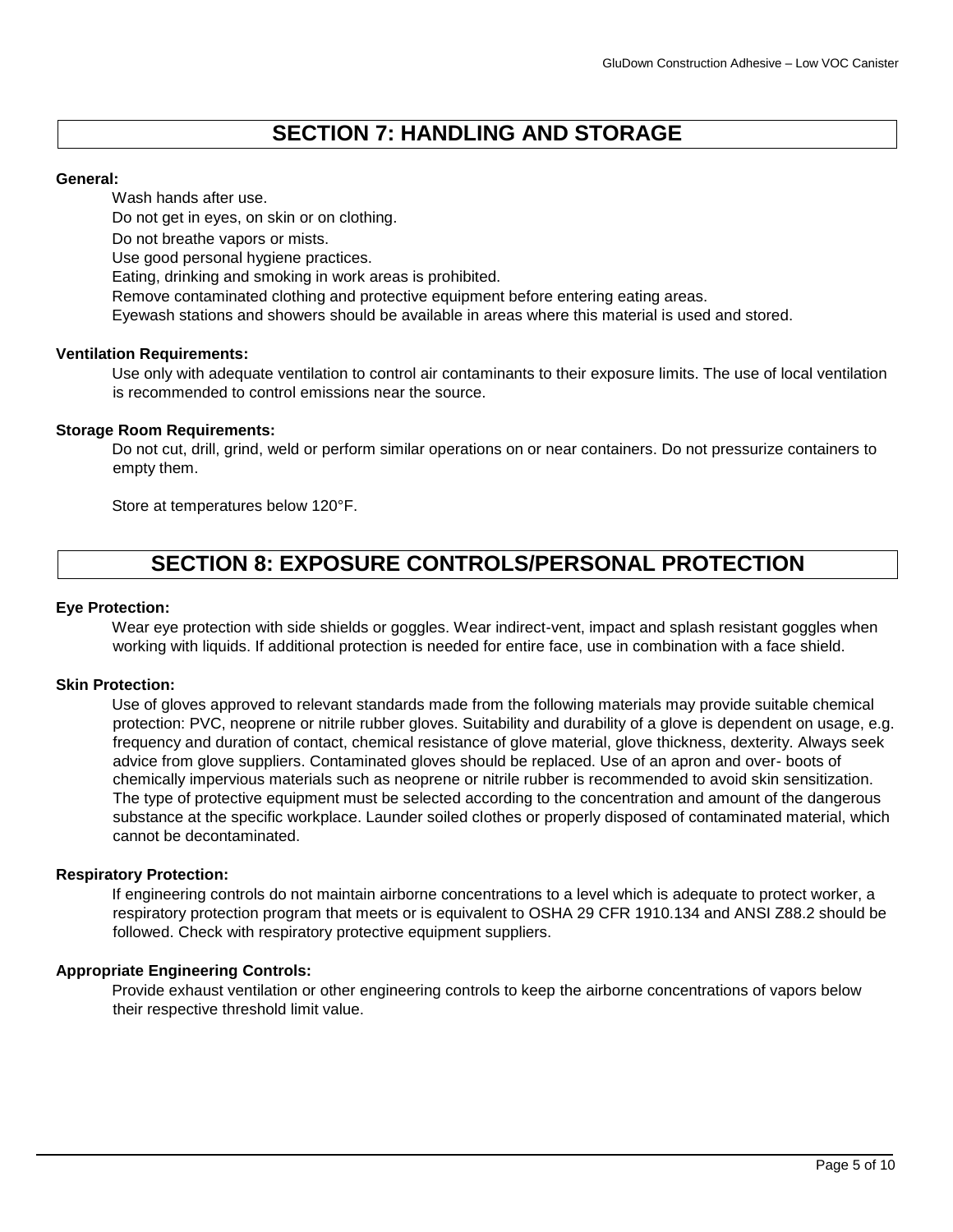# SECTION 7: HANDLING AND STORAGE

**General:**

Wash hands after use.
Do not get in eyes, on skin or on clothing.
Do not breathe vapors or mists.
Use good personal hygiene practices.
Eating, drinking and smoking in work areas is prohibited.
Remove contaminated clothing and protective equipment before entering eating areas.
Eyewash stations and showers should be available in areas where this material is used and stored.

**Ventilation Requirements:**

Use only with adequate ventilation to control air contaminants to their exposure limits. The use of local ventilation is recommended to control emissions near the source.

**Storage Room Requirements:**

Do not cut, drill, grind, weld or perform similar operations on or near containers. Do not pressurize containers to empty them.

Store at temperatures below 120°F.

# SECTION 8: EXPOSURE CONTROLS/PERSONAL PROTECTION

**Eye Protection:**

Wear eye protection with side shields or goggles. Wear indirect-vent, impact and splash resistant goggles when working with liquids. If additional protection is needed for entire face, use in combination with a face shield.

**Skin Protection:**

Use of gloves approved to relevant standards made from the following materials may provide suitable chemical protection: PVC, neoprene or nitrile rubber gloves. Suitability and durability of a glove is dependent on usage, e.g. frequency and duration of contact, chemical resistance of glove material, glove thickness, dexterity. Always seek advice from glove suppliers. Contaminated gloves should be replaced. Use of an apron and over- boots of chemically impervious materials such as neoprene or nitrile rubber is recommended to avoid skin sensitization. The type of protective equipment must be selected according to the concentration and amount of the dangerous substance at the specific workplace. Launder soiled clothes or properly disposed of contaminated material, which cannot be decontaminated.

**Respiratory Protection:**

If engineering controls do not maintain airborne concentrations to a level which is adequate to protect worker, a respiratory protection program that meets or is equivalent to OSHA 29 CFR 1910.134 and ANSI Z88.2 should be followed. Check with respiratory protective equipment suppliers.

**Appropriate Engineering Controls:**

Provide exhaust ventilation or other engineering controls to keep the airborne concentrations of vapors below their respective threshold limit value.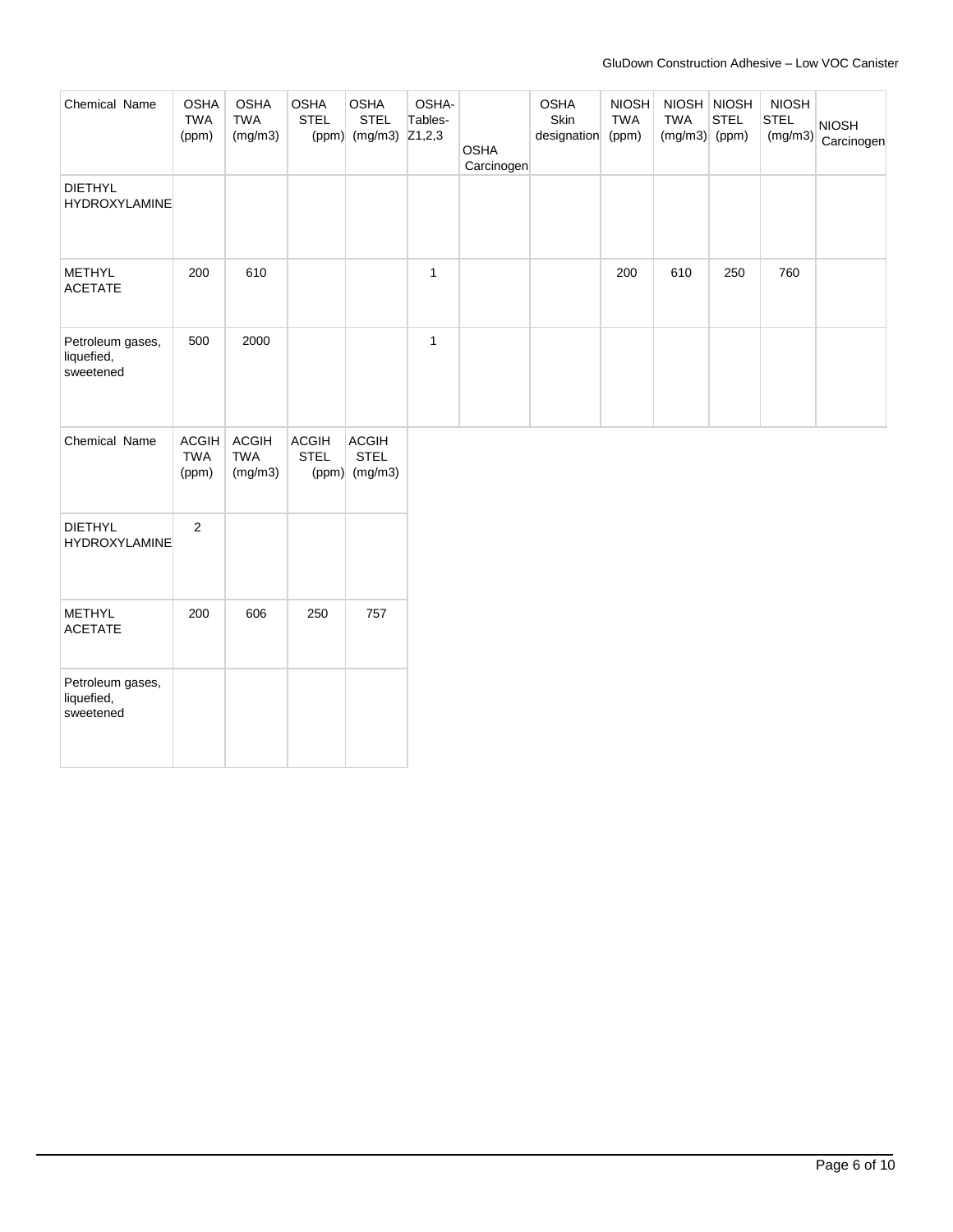| Chemical Name | OSHA TWA (ppm) | OSHA TWA (mg/m3) | OSHA STEL (ppm) | OSHA STEL (mg/m3) | OSHA-Tables-Z1,2,3 | OSHA Carcinogen | OSHA Skin designation | NIOSH TWA (ppm) | NIOSH TWA (mg/m3) | NIOSH STEL (ppm) | NIOSH STEL (mg/m3) | NIOSH Carcinogen |
|---|---|---|---|---|---|---|---|---|---|---|---|---|
| DIETHYL HYDROXYLAMINE | | | | | | | | | | | | |
| METHYL ACETATE | 200 | 610 | | | 1 | | | 200 | 610 | 250 | 760 | |
| Petroleum gases, liquefied, sweetened | 500 | 2000 | | | 1 | | | | | | | |

| Chemical Name | ACGIH TWA (ppm) | ACGIH TWA (mg/m3) | ACGIH STEL (ppm) | ACGIH STEL (mg/m3) |
|---|---|---|---|---|
| DIETHYL HYDROXYLAMINE | 2 | | | |
| METHYL ACETATE | 200 | 606 | 250 | 757 |
| Petroleum gases, liquefied, sweetened | | | | |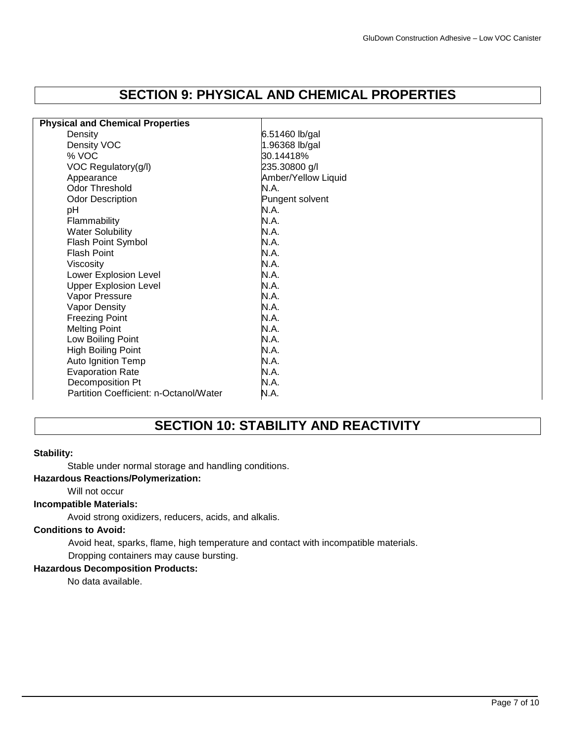## SECTION 9: PHYSICAL AND CHEMICAL PROPERTIES

| Physical and Chemical Properties | |
|---|---|
| Density | 6.51460 lb/gal |
| Density VOC | 1.96368 lb/gal |
| % VOC | 30.14418% |
| VOC Regulatory(g/l) | 235.30800 g/l |
| Appearance | Amber/Yellow Liquid |
| Odor Threshold | N.A. |
| Odor Description | Pungent solvent |
| pH | N.A. |
| Flammability | N.A. |
| Water Solubility | N.A. |
| Flash Point Symbol | N.A. |
| Flash Point | N.A. |
| Viscosity | N.A. |
| Lower Explosion Level | N.A. |
| Upper Explosion Level | N.A. |
| Vapor Pressure | N.A. |
| Vapor Density | N.A. |
| Freezing Point | N.A. |
| Melting Point | N.A. |
| Low Boiling Point | N.A. |
| High Boiling Point | N.A. |
| Auto Ignition Temp | N.A. |
| Evaporation Rate | N.A. |
| Decomposition Pt | N.A. |
| Partition Coefficient: n-Octanol/Water | N.A. |

## SECTION 10: STABILITY AND REACTIVITY

**Stability:**

Stable under normal storage and handling conditions.

**Hazardous Reactions/Polymerization:**

Will not occur

**Incompatible Materials:**

Avoid strong oxidizers, reducers, acids, and alkalis.

**Conditions to Avoid:**

Avoid heat, sparks, flame, high temperature and contact with incompatible materials.
Dropping containers may cause bursting.

**Hazardous Decomposition Products:**

No data available.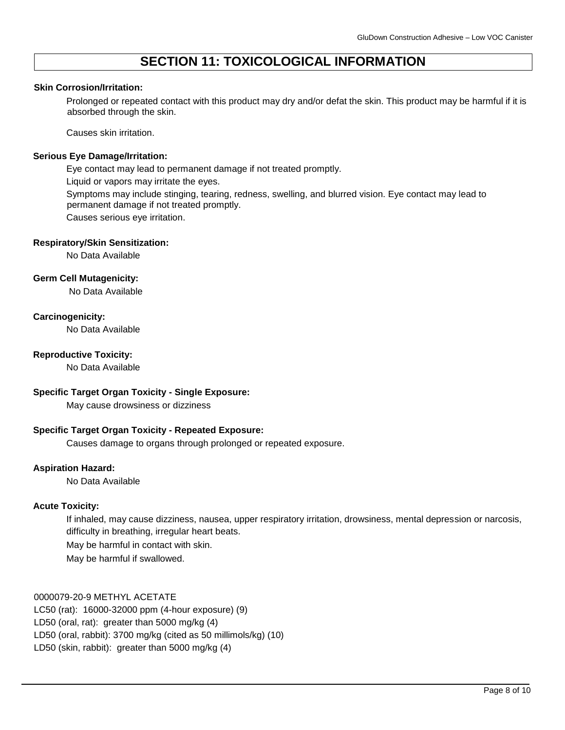# SECTION 11: TOXICOLOGICAL INFORMATION

**Skin Corrosion/Irritation:**

Prolonged or repeated contact with this product may dry and/or defat the skin. This product may be harmful if it is absorbed through the skin.

Causes skin irritation.

**Serious Eye Damage/Irritation:**

Eye contact may lead to permanent damage if not treated promptly.

Liquid or vapors may irritate the eyes.

Symptoms may include stinging, tearing, redness, swelling, and blurred vision. Eye contact may lead to permanent damage if not treated promptly.

Causes serious eye irritation.

**Respiratory/Skin Sensitization:**

No Data Available

**Germ Cell Mutagenicity:**

No Data Available

**Carcinogenicity:**

No Data Available

**Reproductive Toxicity:**

No Data Available

**Specific Target Organ Toxicity - Single Exposure:**

May cause drowsiness or dizziness

**Specific Target Organ Toxicity - Repeated Exposure:**

Causes damage to organs through prolonged or repeated exposure.

**Aspiration Hazard:**

No Data Available

**Acute Toxicity:**

If inhaled, may cause dizziness, nausea, upper respiratory irritation, drowsiness, mental depression or narcosis, difficulty in breathing, irregular heart beats.

May be harmful in contact with skin.

May be harmful if swallowed.

0000079-20-9 METHYL ACETATE
LC50 (rat): 16000-32000 ppm (4-hour exposure) (9)
LD50 (oral, rat): greater than 5000 mg/kg (4)
LD50 (oral, rabbit): 3700 mg/kg (cited as 50 millimols/kg) (10)
LD50 (skin, rabbit): greater than 5000 mg/kg (4)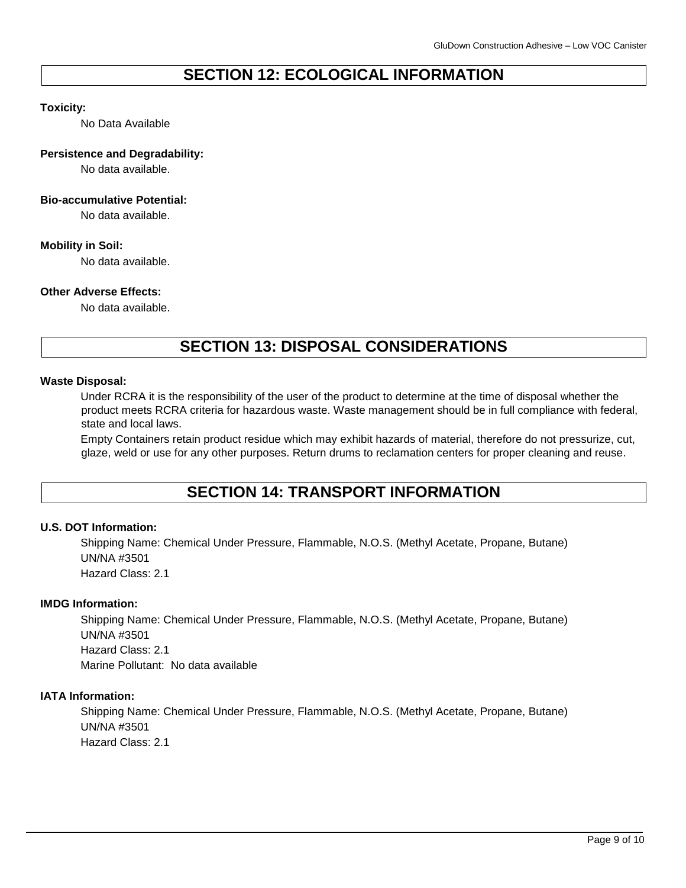# SECTION 12: ECOLOGICAL INFORMATION

**Toxicity:**

No Data Available

**Persistence and Degradability:**

No data available.

**Bio-accumulative Potential:**

No data available.

**Mobility in Soil:**

No data available.

**Other Adverse Effects:**

No data available.

# SECTION 13: DISPOSAL CONSIDERATIONS

**Waste Disposal:**

Under RCRA it is the responsibility of the user of the product to determine at the time of disposal whether the product meets RCRA criteria for hazardous waste. Waste management should be in full compliance with federal, state and local laws.

Empty Containers retain product residue which may exhibit hazards of material, therefore do not pressurize, cut, glaze, weld or use for any other purposes. Return drums to reclamation centers for proper cleaning and reuse.

# SECTION 14: TRANSPORT INFORMATION

**U.S. DOT Information:**

Shipping Name: Chemical Under Pressure, Flammable, N.O.S. (Methyl Acetate, Propane, Butane)
UN/NA #3501
Hazard Class: 2.1

**IMDG Information:**

Shipping Name: Chemical Under Pressure, Flammable, N.O.S. (Methyl Acetate, Propane, Butane)
UN/NA #3501
Hazard Class: 2.1
Marine Pollutant: No data available

**IATA Information:**

Shipping Name: Chemical Under Pressure, Flammable, N.O.S. (Methyl Acetate, Propane, Butane)
UN/NA #3501
Hazard Class: 2.1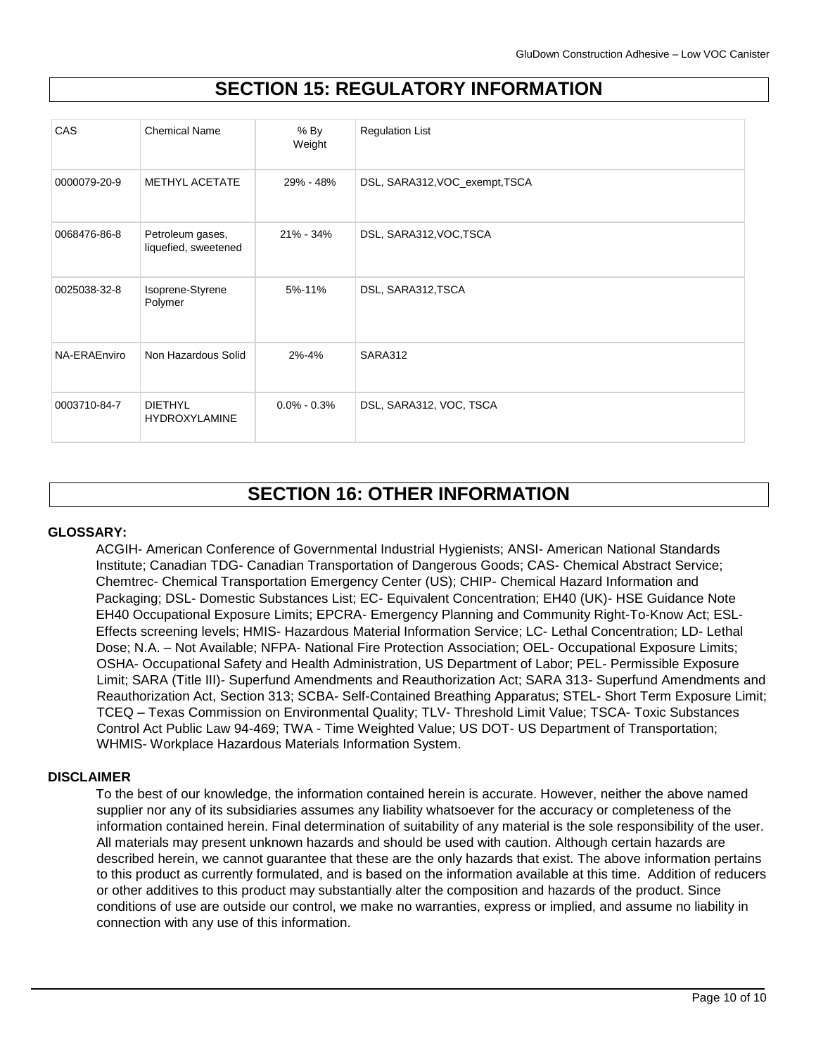# SECTION 15: REGULATORY INFORMATION

| CAS | Chemical Name | % By Weight | Regulation List |
|---|---|---|---|
| 0000079-20-9 | METHYL ACETATE | 29% - 48% | DSL, SARA312,VOC_exempt,TSCA |
| 0068476-86-8 | Petroleum gases, liquefied, sweetened | 21% - 34% | DSL, SARA312,VOC,TSCA |
| 0025038-32-8 | Isoprene-Styrene Polymer | 5%-11% | DSL, SARA312,TSCA |
| NA-ERAEnviro | Non Hazardous Solid | 2%-4% | SARA312 |
| 0003710-84-7 | DIETHYL HYDROXYLAMINE | 0.0% - 0.3% | DSL, SARA312, VOC, TSCA |

# SECTION 16: OTHER INFORMATION

**GLOSSARY:**

ACGIH- American Conference of Governmental Industrial Hygienists; ANSI- American National Standards Institute; Canadian TDG- Canadian Transportation of Dangerous Goods; CAS- Chemical Abstract Service; Chemtrec- Chemical Transportation Emergency Center (US); CHIP- Chemical Hazard Information and Packaging; DSL- Domestic Substances List; EC- Equivalent Concentration; EH40 (UK)- HSE Guidance Note EH40 Occupational Exposure Limits; EPCRA- Emergency Planning and Community Right-To-Know Act; ESL- Effects screening levels; HMIS- Hazardous Material Information Service; LC- Lethal Concentration; LD- Lethal Dose; N.A. – Not Available; NFPA- National Fire Protection Association; OEL- Occupational Exposure Limits; OSHA- Occupational Safety and Health Administration, US Department of Labor; PEL- Permissible Exposure Limit; SARA (Title III)- Superfund Amendments and Reauthorization Act; SARA 313- Superfund Amendments and Reauthorization Act, Section 313; SCBA- Self-Contained Breathing Apparatus; STEL- Short Term Exposure Limit; TCEQ – Texas Commission on Environmental Quality; TLV- Threshold Limit Value; TSCA- Toxic Substances Control Act Public Law 94-469; TWA - Time Weighted Value; US DOT- US Department of Transportation; WHMIS- Workplace Hazardous Materials Information System.

**DISCLAIMER**

To the best of our knowledge, the information contained herein is accurate. However, neither the above named supplier nor any of its subsidiaries assumes any liability whatsoever for the accuracy or completeness of the information contained herein. Final determination of suitability of any material is the sole responsibility of the user. All materials may present unknown hazards and should be used with caution. Although certain hazards are described herein, we cannot guarantee that these are the only hazards that exist. The above information pertains to this product as currently formulated, and is based on the information available at this time. Addition of reducers or other additives to this product may substantially alter the composition and hazards of the product. Since conditions of use are outside our control, we make no warranties, express or implied, and assume no liability in connection with any use of this information.